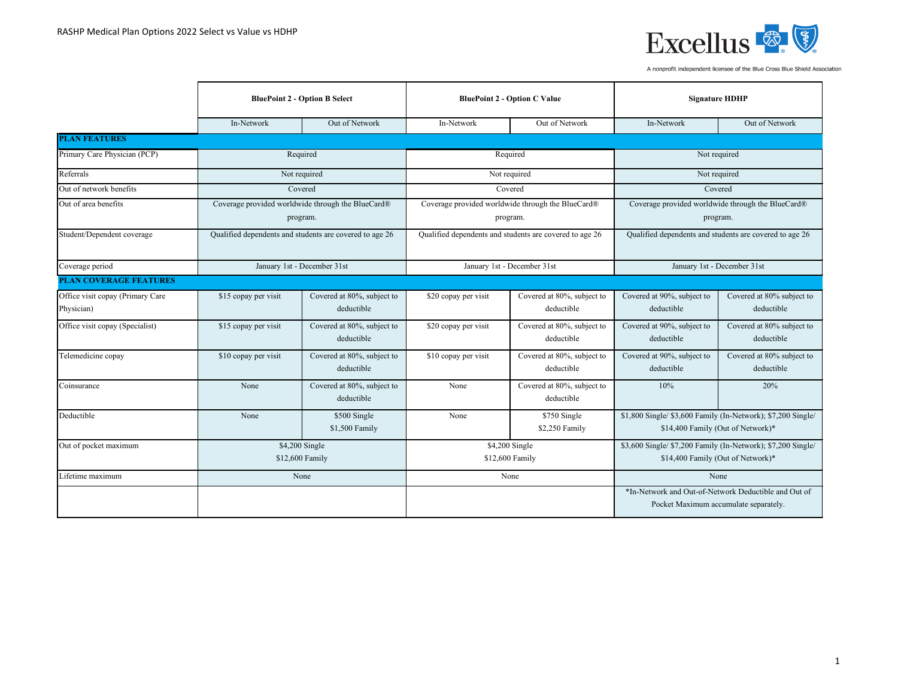# RASHP Medical Plan Options 2022 Select vs Value vs HDHP

Excellus

A nonprofit independent licensee of the Blue Cross Blue Shield Association

| | BluePoint 2 - Option B Select | | BluePoint 2 - Option C Value | | Signature HDHP | |
|---|---|---|---|---|---|---|
| | In-Network | Out of Network | In-Network | Out of Network | In-Network | Out of Network |
| **PLAN FEATURES** | | | | | | |
| Primary Care Physician (PCP) | Required | | Required | | Not required | |
| Referrals | Not required | | Not required | | Not required | |
| Out of network benefits | Covered | | Covered | | Covered | |
| Out of area benefits | Coverage provided worldwide through the BlueCard® program. | | Coverage provided worldwide through the BlueCard® program. | | Coverage provided worldwide through the BlueCard® program. | |
| Student/Dependent coverage | Qualified dependents and students are covered to age 26 | | Qualified dependents and students are covered to age 26 | | Qualified dependents and students are covered to age 26 | |
| Coverage period | January 1st - December 31st | | January 1st - December 31st | | January 1st - December 31st | |
| **PLAN COVERAGE FEATURES** | | | | | | |
| Office visit copay (Primary Care Physician) | $15 copay per visit | Covered at 80%, subject to deductible | $20 copay per visit | Covered at 80%, subject to deductible | Covered at 90%, subject to deductible | Covered at 80% subject to deductible |
| Office visit copay (Specialist) | $15 copay per visit | Covered at 80%, subject to deductible | $20 copay per visit | Covered at 80%, subject to deductible | Covered at 90%, subject to deductible | Covered at 80% subject to deductible |
| Telemedicine copay | $10 copay per visit | Covered at 80%, subject to deductible | $10 copay per visit | Covered at 80%, subject to deductible | Covered at 90%, subject to deductible | Covered at 80% subject to deductible |
| Coinsurance | None | Covered at 80%, subject to deductible | None | Covered at 80%, subject to deductible | 10% | 20% |
| Deductible | None | $500 Single<br>$1,500 Family | None | $750 Single<br>$2,250 Family | $1,800 Single/ $3,600 Family (In-Network); $7,200 Single/ $14,400 Family (Out of Network)* | |
| Out of pocket maximum | $4,200 Single<br>$12,600 Family | | $4,200 Single<br>$12,600 Family | | $3,600 Single/ $7,200 Family (In-Network); $7,200 Single/ $14,400 Family (Out of Network)* | |
| Lifetime maximum | None | | None | | None | |
| | | | | | *In-Network and Out-of-Network Deductible and Out of Pocket Maximum accumulate separately. | |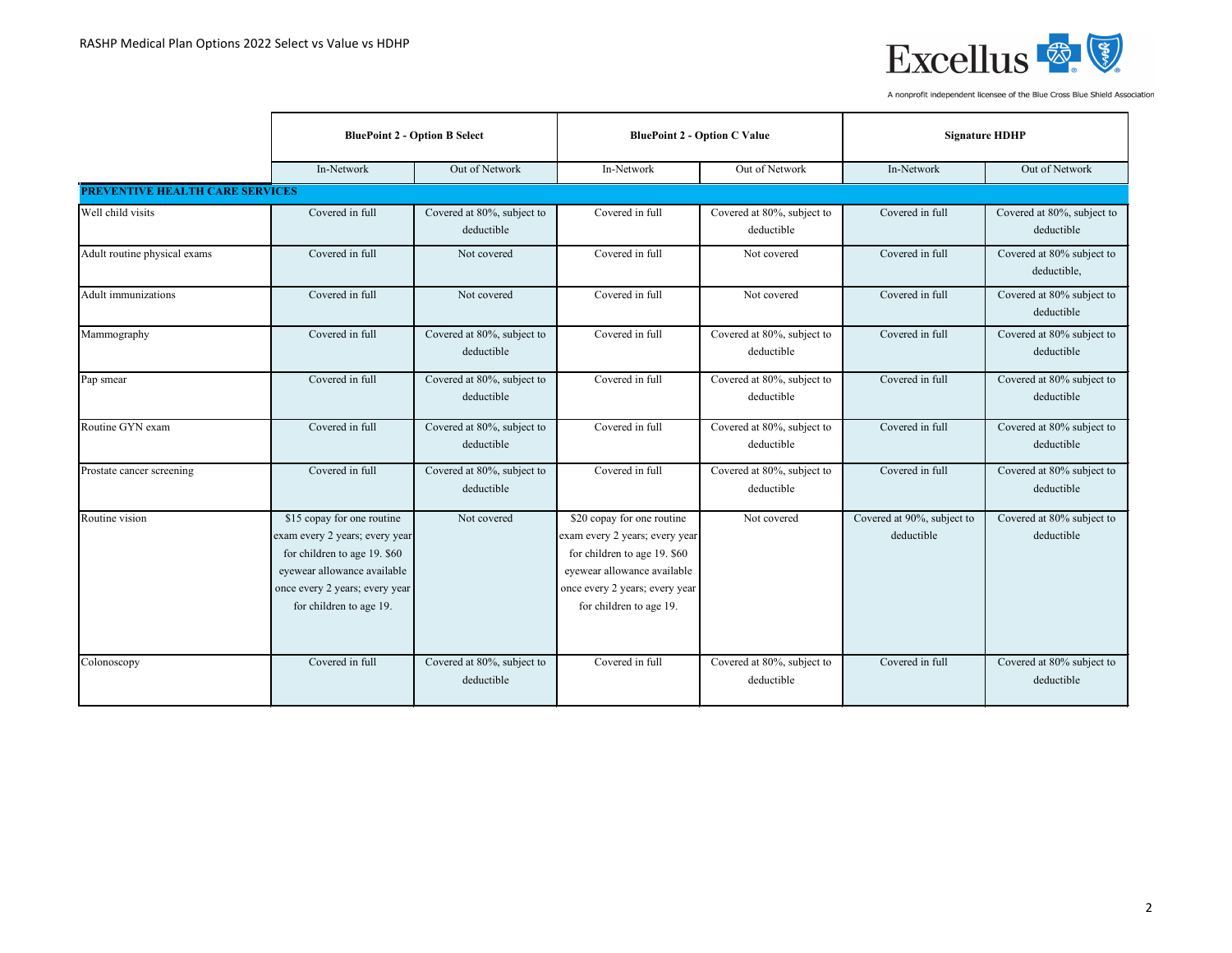| | BluePoint 2 - Option B Select | | BluePoint 2 - Option C Value | | Signature HDHP | |
|---|---|---|---|---|---|---|
| | In-Network | Out of Network | In-Network | Out of Network | In-Network | Out of Network |
| **PREVENTIVE HEALTH CARE SERVICES** | | | | | | |
| Well child visits | Covered in full | Covered at 80%, subject to deductible | Covered in full | Covered at 80%, subject to deductible | Covered in full | Covered at 80%, subject to deductible |
| Adult routine physical exams | Covered in full | Not covered | Covered in full | Not covered | Covered in full | Covered at 80% subject to deductible, |
| Adult immunizations | Covered in full | Not covered | Covered in full | Not covered | Covered in full | Covered at 80% subject to deductible |
| Mammography | Covered in full | Covered at 80%, subject to deductible | Covered in full | Covered at 80%, subject to deductible | Covered in full | Covered at 80% subject to deductible |
| Pap smear | Covered in full | Covered at 80%, subject to deductible | Covered in full | Covered at 80%, subject to deductible | Covered in full | Covered at 80% subject to deductible |
| Routine GYN exam | Covered in full | Covered at 80%, subject to deductible | Covered in full | Covered at 80%, subject to deductible | Covered in full | Covered at 80% subject to deductible |
| Prostate cancer screening | Covered in full | Covered at 80%, subject to deductible | Covered in full | Covered at 80%, subject to deductible | Covered in full | Covered at 80% subject to deductible |
| Routine vision | $15 copay for one routine exam every 2 years; every year for children to age 19. $60 eyewear allowance available once every 2 years; every year for children to age 19. | Not covered | $20 copay for one routine exam every 2 years; every year for children to age 19. $60 eyewear allowance available once every 2 years; every year for children to age 19. | Not covered | Covered at 90%, subject to deductible | Covered at 80% subject to deductible |
| Colonoscopy | Covered in full | Covered at 80%, subject to deductible | Covered in full | Covered at 80%, subject to deductible | Covered in full | Covered at 80% subject to deductible |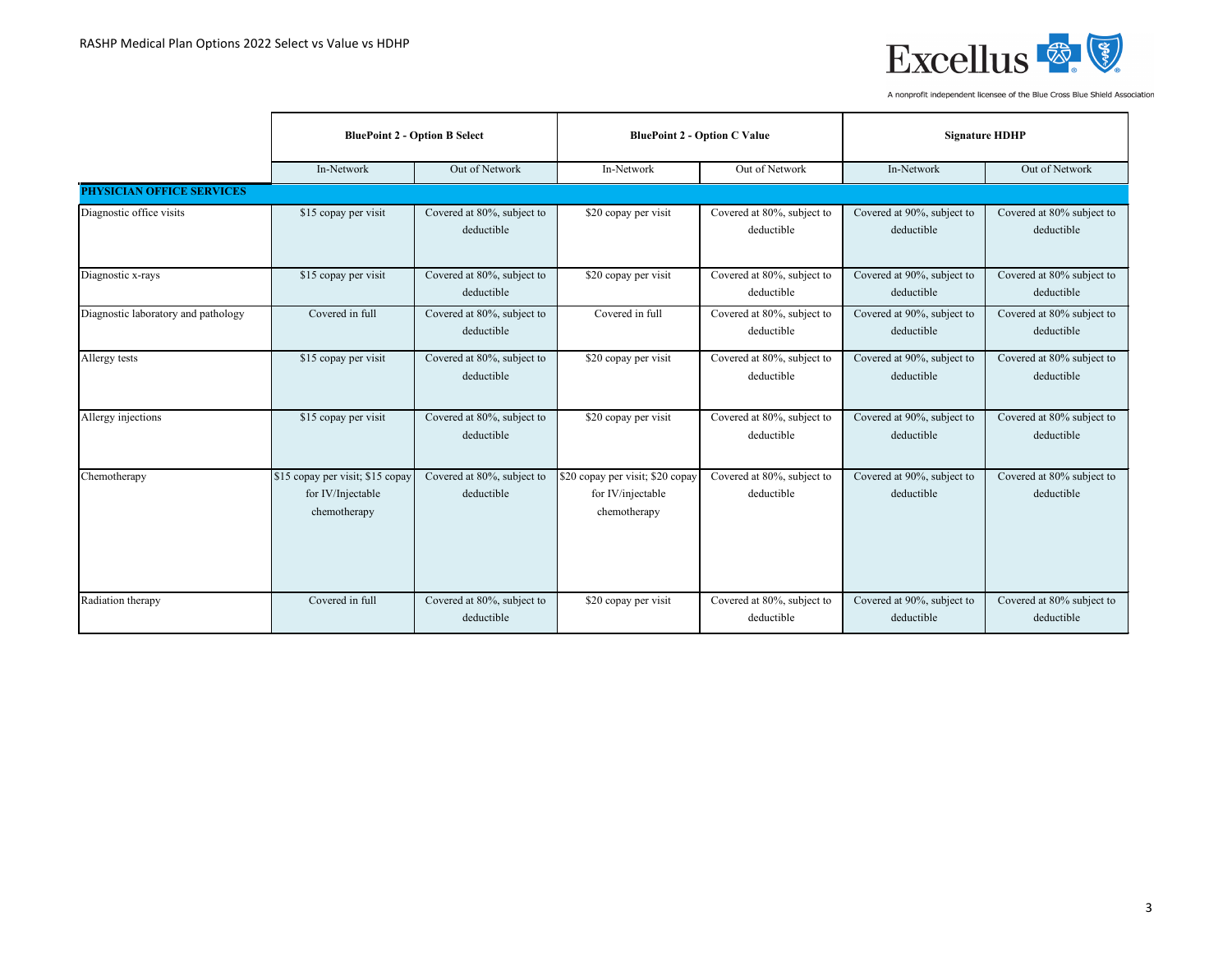RASHP Medical Plan Options 2022 Select vs Value vs HDHP

| | BluePoint 2 - Option B Select | | BluePoint 2 - Option C Value | | Signature HDHP | |
|---|---|---|---|---|---|---|
| | In-Network | Out of Network | In-Network | Out of Network | In-Network | Out of Network |
| **PHYSICIAN OFFICE SERVICES** | | | | | | |
| Diagnostic office visits | $15 copay per visit | Covered at 80%, subject to deductible | $20 copay per visit | Covered at 80%, subject to deductible | Covered at 90%, subject to deductible | Covered at 80% subject to deductible |
| Diagnostic x-rays | $15 copay per visit | Covered at 80%, subject to deductible | $20 copay per visit | Covered at 80%, subject to deductible | Covered at 90%, subject to deductible | Covered at 80% subject to deductible |
| Diagnostic laboratory and pathology | Covered in full | Covered at 80%, subject to deductible | Covered in full | Covered at 80%, subject to deductible | Covered at 90%, subject to deductible | Covered at 80% subject to deductible |
| Allergy tests | $15 copay per visit | Covered at 80%, subject to deductible | $20 copay per visit | Covered at 80%, subject to deductible | Covered at 90%, subject to deductible | Covered at 80% subject to deductible |
| Allergy injections | $15 copay per visit | Covered at 80%, subject to deductible | $20 copay per visit | Covered at 80%, subject to deductible | Covered at 90%, subject to deductible | Covered at 80% subject to deductible |
| Chemotherapy | $15 copay per visit; $15 copay for IV/Injectable chemotherapy | Covered at 80%, subject to deductible | $20 copay per visit; $20 copay for IV/injectable chemotherapy | Covered at 80%, subject to deductible | Covered at 90%, subject to deductible | Covered at 80% subject to deductible |
| Radiation therapy | Covered in full | Covered at 80%, subject to deductible | $20 copay per visit | Covered at 80%, subject to deductible | Covered at 90%, subject to deductible | Covered at 80% subject to deductible |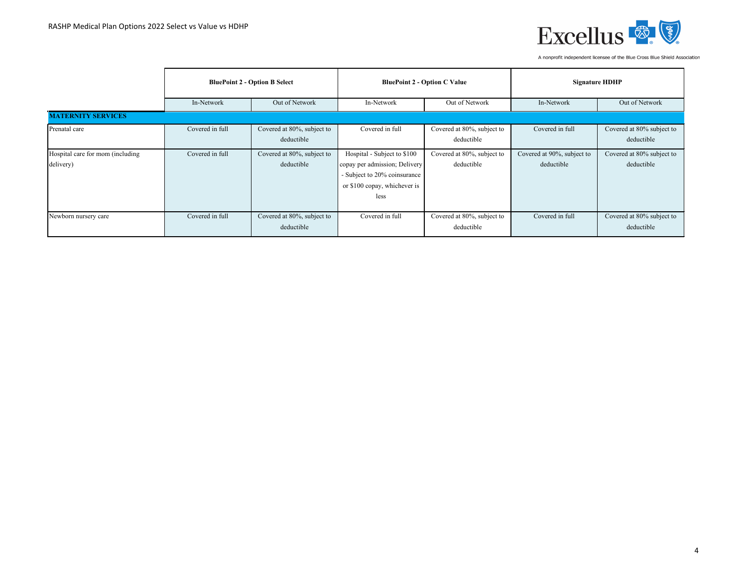RASHP Medical Plan Options 2022 Select vs Value vs HDHP

Excellus

A nonprofit independent licensee of the Blue Cross Blue Shield Association

| | BluePoint 2 - Option B Select | | BluePoint 2 - Option C Value | | Signature HDHP | |
|---|---|---|---|---|---|---|
| | In-Network | Out of Network | In-Network | Out of Network | In-Network | Out of Network |
| **MATERNITY SERVICES** | | | | | | |
| Prenatal care | Covered in full | Covered at 80%, subject to deductible | Covered in full | Covered at 80%, subject to deductible | Covered in full | Covered at 80% subject to deductible |
| Hospital care for mom (including delivery) | Covered in full | Covered at 80%, subject to deductible | Hospital - Subject to $100 copay per admission; Delivery - Subject to 20% coinsurance or $100 copay, whichever is less | Covered at 80%, subject to deductible | Covered at 90%, subject to deductible | Covered at 80% subject to deductible |
| Newborn nursery care | Covered in full | Covered at 80%, subject to deductible | Covered in full | Covered at 80%, subject to deductible | Covered in full | Covered at 80% subject to deductible |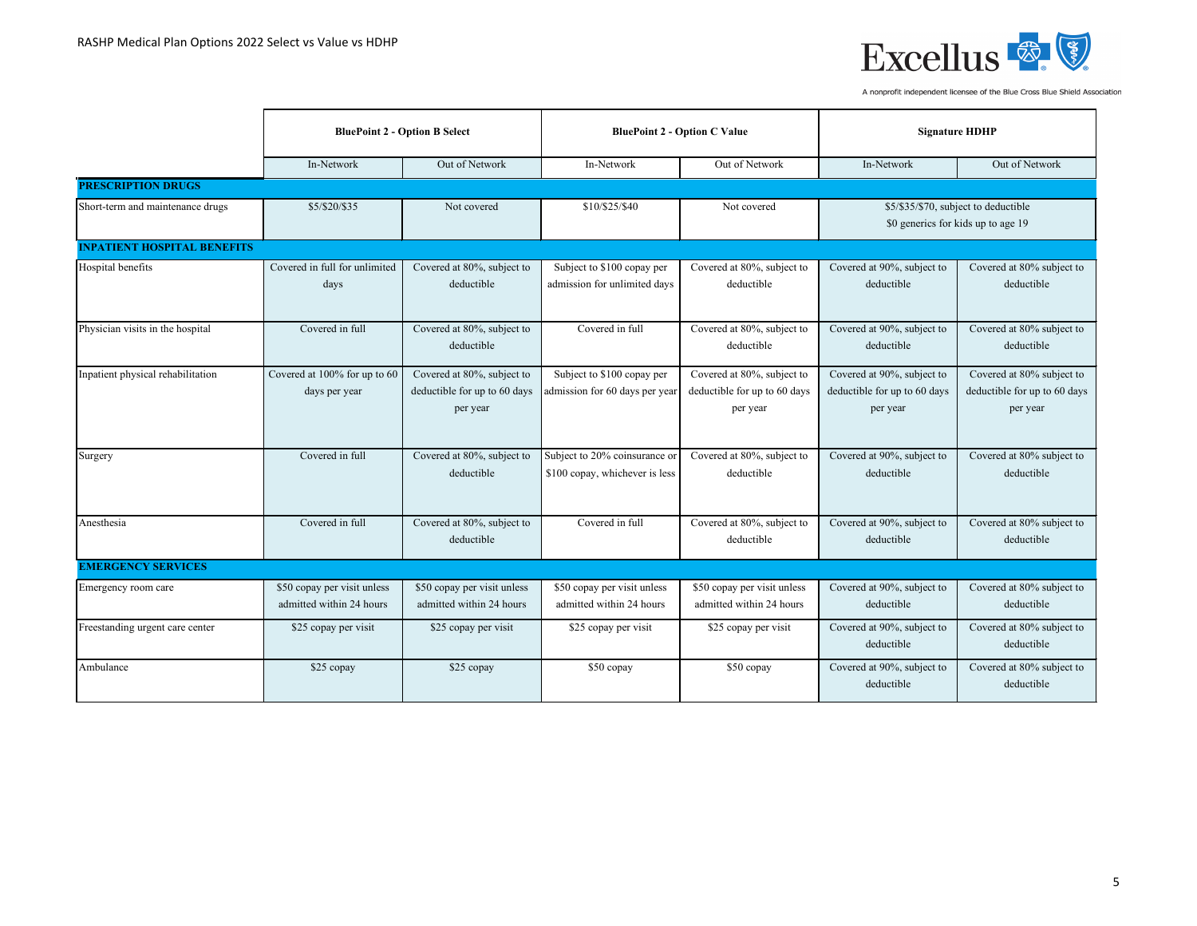RASHP Medical Plan Options 2022 Select vs Value vs HDHP

Excellus

A nonprofit independent licensee of the Blue Cross Blue Shield Association

| | BluePoint 2 - Option B Select | | BluePoint 2 - Option C Value | | Signature HDHP | |
|---|---|---|---|---|---|---|
| | In-Network | Out of Network | In-Network | Out of Network | In-Network | Out of Network |
| **PRESCRIPTION DRUGS** | | | | | | |
| Short-term and maintenance drugs | $5/$20/$35 | Not covered | $10/$25/$40 | Not covered | $5/$35/$70, subject to deductible $0 generics for kids up to age 19 | |
| **INPATIENT HOSPITAL BENEFITS** | | | | | | |
| Hospital benefits | Covered in full for unlimited days | Covered at 80%, subject to deductible | Subject to $100 copay per admission for unlimited days | Covered at 80%, subject to deductible | Covered at 90%, subject to deductible | Covered at 80% subject to deductible |
| Physician visits in the hospital | Covered in full | Covered at 80%, subject to deductible | Covered in full | Covered at 80%, subject to deductible | Covered at 90%, subject to deductible | Covered at 80% subject to deductible |
| Inpatient physical rehabilitation | Covered at 100% for up to 60 days per year | Covered at 80%, subject to deductible for up to 60 days per year | Subject to $100 copay per admission for 60 days per year | Covered at 80%, subject to deductible for up to 60 days per year | Covered at 90%, subject to deductible for up to 60 days per year | Covered at 80% subject to deductible for up to 60 days per year |
| Surgery | Covered in full | Covered at 80%, subject to deductible | Subject to 20% coinsurance or $100 copay, whichever is less | Covered at 80%, subject to deductible | Covered at 90%, subject to deductible | Covered at 80% subject to deductible |
| Anesthesia | Covered in full | Covered at 80%, subject to deductible | Covered in full | Covered at 80%, subject to deductible | Covered at 90%, subject to deductible | Covered at 80% subject to deductible |
| **EMERGENCY SERVICES** | | | | | | |
| Emergency room care | $50 copay per visit unless admitted within 24 hours | $50 copay per visit unless admitted within 24 hours | $50 copay per visit unless admitted within 24 hours | $50 copay per visit unless admitted within 24 hours | Covered at 90%, subject to deductible | Covered at 80% subject to deductible |
| Freestanding urgent care center | $25 copay per visit | $25 copay per visit | $25 copay per visit | $25 copay per visit | Covered at 90%, subject to deductible | Covered at 80% subject to deductible |
| Ambulance | $25 copay | $25 copay | $50 copay | $50 copay | Covered at 90%, subject to deductible | Covered at 80% subject to deductible |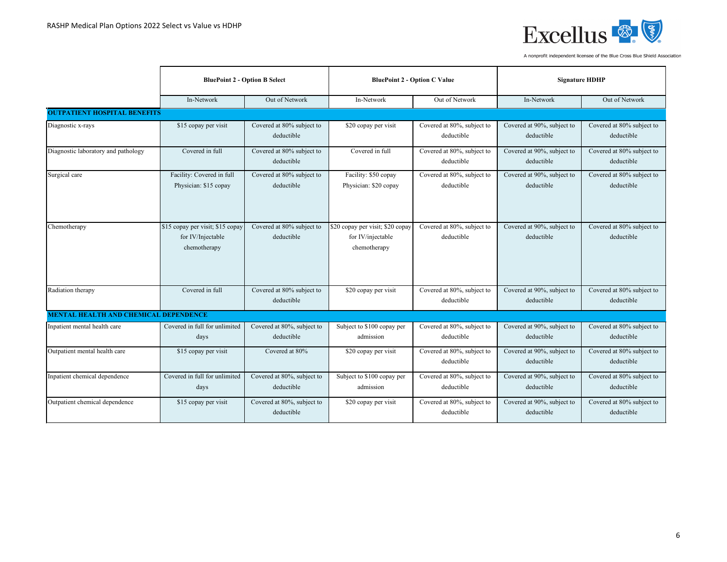RASHP Medical Plan Options 2022 Select vs Value vs HDHP

| | BluePoint 2 - Option B Select | | BluePoint 2 - Option C Value | | Signature HDHP | |
|---|---|---|---|---|---|---|
| | In-Network | Out of Network | In-Network | Out of Network | In-Network | Out of Network |
| **OUTPATIENT HOSPITAL BENEFITS** | | | | | | |
| Diagnostic x-rays | $15 copay per visit | Covered at 80% subject to deductible | $20 copay per visit | Covered at 80%, subject to deductible | Covered at 90%, subject to deductible | Covered at 80% subject to deductible |
| Diagnostic laboratory and pathology | Covered in full | Covered at 80% subject to deductible | Covered in full | Covered at 80%, subject to deductible | Covered at 90%, subject to deductible | Covered at 80% subject to deductible |
| Surgical care | Facility: Covered in full Physician: $15 copay | Covered at 80% subject to deductible | Facility: $50 copay Physician: $20 copay | Covered at 80%, subject to deductible | Covered at 90%, subject to deductible | Covered at 80% subject to deductible |
| Chemotherapy | $15 copay per visit; $15 copay for IV/Injectable chemotherapy | Covered at 80% subject to deductible | $20 copay per visit; $20 copay for IV/injectable chemotherapy | Covered at 80%, subject to deductible | Covered at 90%, subject to deductible | Covered at 80% subject to deductible |
| Radiation therapy | Covered in full | Covered at 80% subject to deductible | $20 copay per visit | Covered at 80%, subject to deductible | Covered at 90%, subject to deductible | Covered at 80% subject to deductible |
| **MENTAL HEALTH AND CHEMICAL DEPENDENCE** | | | | | | |
| Inpatient mental health care | Covered in full for unlimited days | Covered at 80%, subject to deductible | Subject to $100 copay per admission | Covered at 80%, subject to deductible | Covered at 90%, subject to deductible | Covered at 80% subject to deductible |
| Outpatient mental health care | $15 copay per visit | Covered at 80% | $20 copay per visit | Covered at 80%, subject to deductible | Covered at 90%, subject to deductible | Covered at 80% subject to deductible |
| Inpatient chemical dependence | Covered in full for unlimited days | Covered at 80%, subject to deductible | Subject to $100 copay per admission | Covered at 80%, subject to deductible | Covered at 90%, subject to deductible | Covered at 80% subject to deductible |
| Outpatient chemical dependence | $15 copay per visit | Covered at 80%, subject to deductible | $20 copay per visit | Covered at 80%, subject to deductible | Covered at 90%, subject to deductible | Covered at 80% subject to deductible |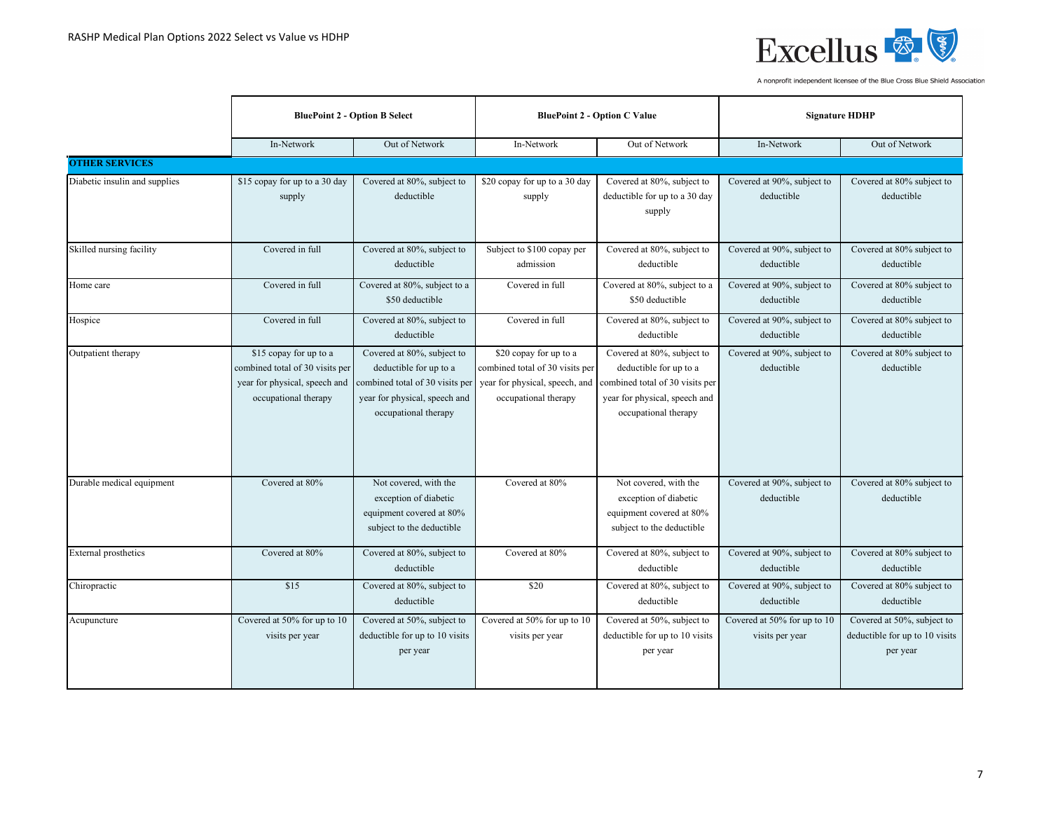| | BluePoint 2 - Option B Select | | BluePoint 2 - Option C Value | | Signature HDHP | |
|---|---|---|---|---|---|---|
| | In-Network | Out of Network | In-Network | Out of Network | In-Network | Out of Network |
| **OTHER SERVICES** | | | | | | |
| Diabetic insulin and supplies | $15 copay for up to a 30 day supply | Covered at 80%, subject to deductible | $20 copay for up to a 30 day supply | Covered at 80%, subject to deductible for up to a 30 day supply | Covered at 90%, subject to deductible | Covered at 80% subject to deductible |
| Skilled nursing facility | Covered in full | Covered at 80%, subject to deductible | Subject to $100 copay per admission | Covered at 80%, subject to deductible | Covered at 90%, subject to deductible | Covered at 80% subject to deductible |
| Home care | Covered in full | Covered at 80%, subject to a $50 deductible | Covered in full | Covered at 80%, subject to a $50 deductible | Covered at 90%, subject to deductible | Covered at 80% subject to deductible |
| Hospice | Covered in full | Covered at 80%, subject to deductible | Covered in full | Covered at 80%, subject to deductible | Covered at 90%, subject to deductible | Covered at 80% subject to deductible |
| Outpatient therapy | $15 copay for up to a combined total of 30 visits per year for physical, speech and occupational therapy | Covered at 80%, subject to deductible for up to a combined total of 30 visits per year for physical, speech and occupational therapy | $20 copay for up to a combined total of 30 visits per year for physical, speech, and occupational therapy | Covered at 80%, subject to deductible for up to a combined total of 30 visits per year for physical, speech and occupational therapy | Covered at 90%, subject to deductible | Covered at 80% subject to deductible |
| Durable medical equipment | Covered at 80% | Not covered, with the exception of diabetic equipment covered at 80% subject to the deductible | Covered at 80% | Not covered, with the exception of diabetic equipment covered at 80% subject to the deductible | Covered at 90%, subject to deductible | Covered at 80% subject to deductible |
| External prosthetics | Covered at 80% | Covered at 80%, subject to deductible | Covered at 80% | Covered at 80%, subject to deductible | Covered at 90%, subject to deductible | Covered at 80% subject to deductible |
| Chiropractic | $15 | Covered at 80%, subject to deductible | $20 | Covered at 80%, subject to deductible | Covered at 90%, subject to deductible | Covered at 80% subject to deductible |
| Acupuncture | Covered at 50% for up to 10 visits per year | Covered at 50%, subject to deductible for up to 10 visits per year | Covered at 50% for up to 10 visits per year | Covered at 50%, subject to deductible for up to 10 visits per year | Covered at 50% for up to 10 visits per year | Covered at 50%, subject to deductible for up to 10 visits per year |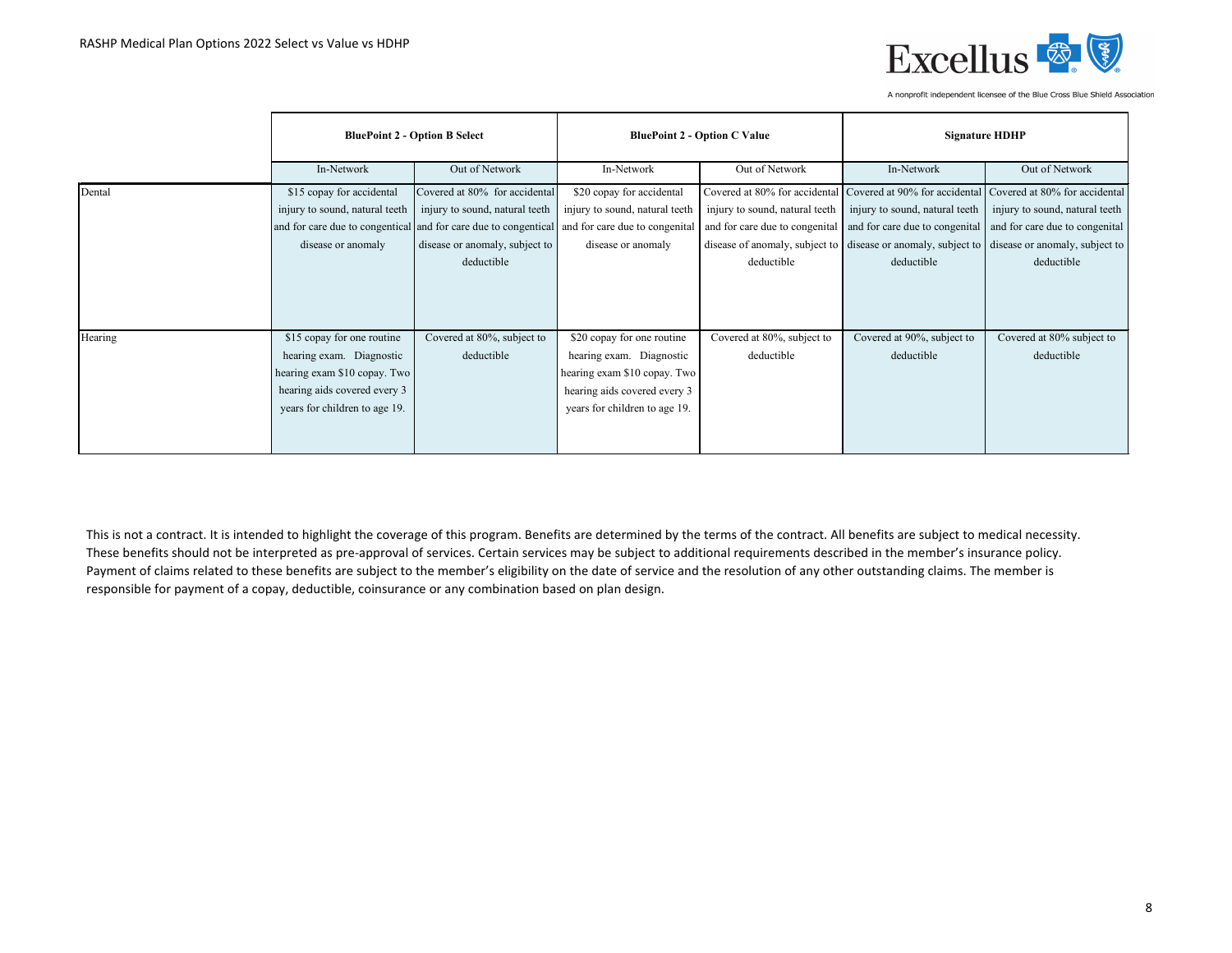| | BluePoint 2 - Option B Select | | BluePoint 2 - Option C Value | | Signature HDHP | |
|---|---|---|---|---|---|---|
| | In-Network | Out of Network | In-Network | Out of Network | In-Network | Out of Network |
| Dental | $15 copay for accidental injury to sound, natural teeth and for care due to congentical disease or anomaly | Covered at 80% for accidental injury to sound, natural teeth and for care due to congentical disease or anomaly, subject to deductible | $20 copay for accidental injury to sound, natural teeth and for care due to congenital disease or anomaly | Covered at 80% for accidental injury to sound, natural teeth and for care due to congenital disease of anomaly, subject to deductible | Covered at 90% for accidental injury to sound, natural teeth and for care due to congenital disease or anomaly, subject to deductible | Covered at 80% for accidental injury to sound, natural teeth and for care due to congenital disease or anomaly, subject to deductible |
| Hearing | $15 copay for one routine hearing exam. Diagnostic hearing exam $10 copay. Two hearing aids covered every 3 years for children to age 19. | Covered at 80%, subject to deductible | $20 copay for one routine hearing exam. Diagnostic hearing exam $10 copay. Two hearing aids covered every 3 years for children to age 19. | Covered at 80%, subject to deductible | Covered at 90%, subject to deductible | Covered at 80% subject to deductible |

This is not a contract. It is intended to highlight the coverage of this program. Benefits are determined by the terms of the contract. All benefits are subject to medical necessity. These benefits should not be interpreted as pre-approval of services. Certain services may be subject to additional requirements described in the member's insurance policy. Payment of claims related to these benefits are subject to the member's eligibility on the date of service and the resolution of any other outstanding claims. The member is responsible for payment of a copay, deductible, coinsurance or any combination based on plan design.